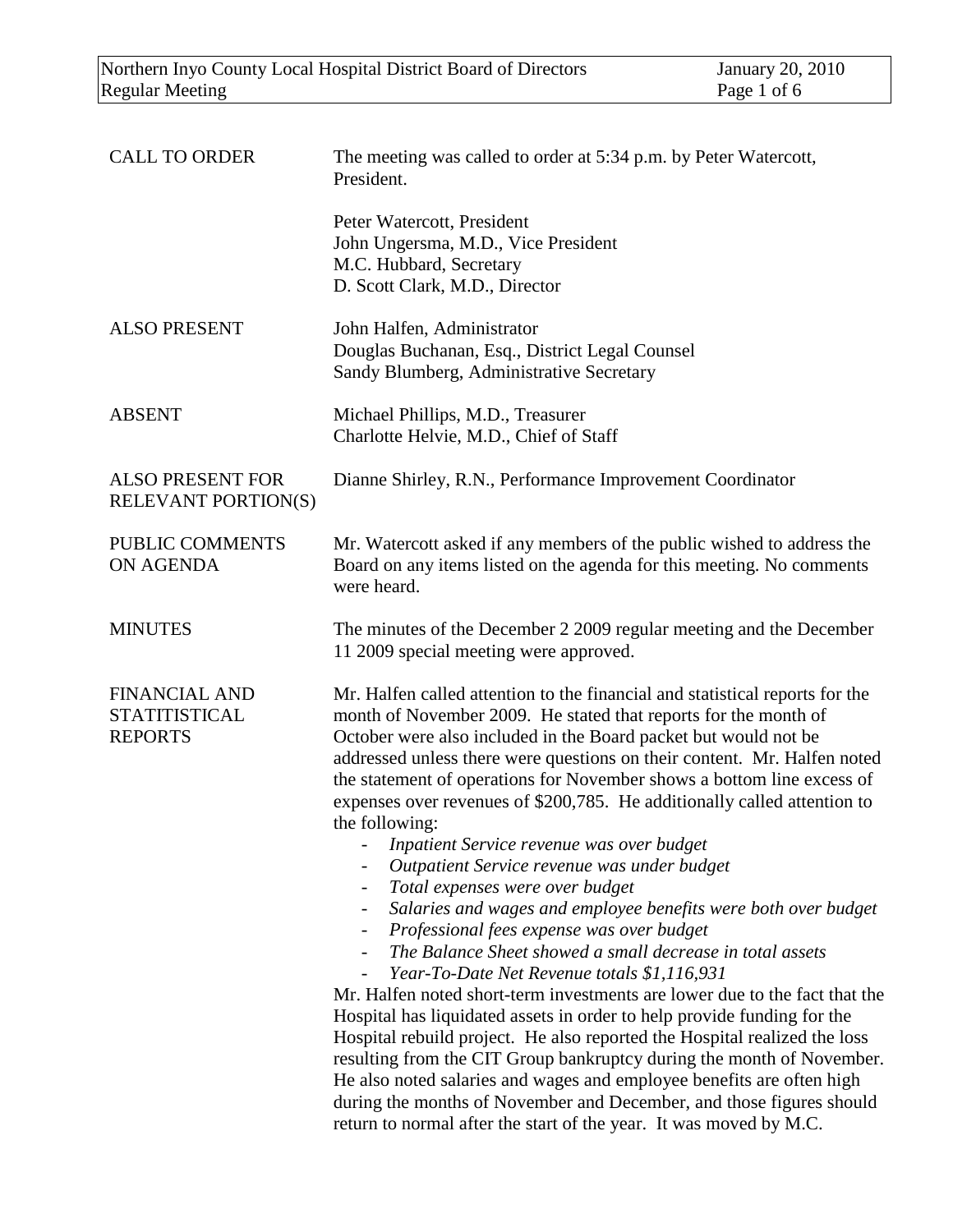| | |
|---|---|
| CALL TO ORDER | The meeting was called to order at 5:34 p.m. by Peter Watercott, President.<br><br>Peter Watercott, President<br>John Ungersma, M.D., Vice President<br>M.C. Hubbard, Secretary<br>D. Scott Clark, M.D., Director |
| ALSO PRESENT | John Halfen, Administrator<br>Douglas Buchanan, Esq., District Legal Counsel<br>Sandy Blumberg, Administrative Secretary |
| ABSENT | Michael Phillips, M.D., Treasurer<br>Charlotte Helvie, M.D., Chief of Staff |
| ALSO PRESENT FOR RELEVANT PORTION(S) | Dianne Shirley, R.N., Performance Improvement Coordinator |
| PUBLIC COMMENTS ON AGENDA | Mr. Watercott asked if any members of the public wished to address the Board on any items listed on the agenda for this meeting. No comments were heard. |
| MINUTES | The minutes of the December 2 2009 regular meeting and the December 11 2009 special meeting were approved. |
| FINANCIAL AND STATITISTICAL REPORTS | Mr. Halfen called attention to the financial and statistical reports for the month of November 2009. He stated that reports for the month of October were also included in the Board packet but would not be addressed unless there were questions on their content. Mr. Halfen noted the statement of operations for November shows a bottom line excess of expenses over revenues of $200,785. He additionally called attention to the following:<br>- *Inpatient Service revenue was over budget*<br>- *Outpatient Service revenue was under budget*<br>- *Total expenses were over budget*<br>- *Salaries and wages and employee benefits were both over budget*<br>- *Professional fees expense was over budget*<br>- *The Balance Sheet showed a small decrease in total assets*<br>- *Year-To-Date Net Revenue totals $1,116,931*<br><br>Mr. Halfen noted short-term investments are lower due to the fact that the Hospital has liquidated assets in order to help provide funding for the Hospital rebuild project. He also reported the Hospital realized the loss resulting from the CIT Group bankruptcy during the month of November. He also noted salaries and wages and employee benefits are often high during the months of November and December, and those figures should return to normal after the start of the year. It was moved by M.C. |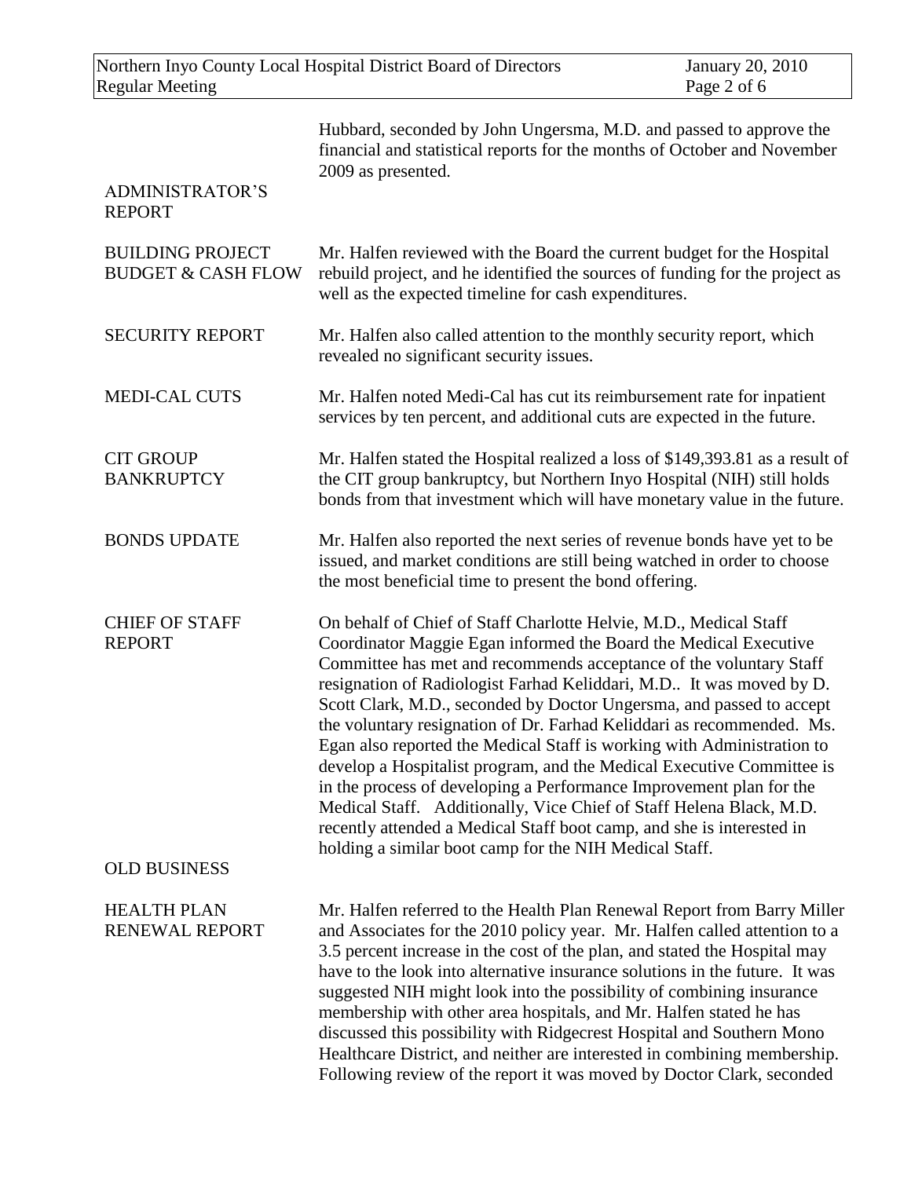Hubbard, seconded by John Ungersma, M.D. and passed to approve the financial and statistical reports for the months of October and November 2009 as presented.

**ADMINISTRATOR'S REPORT**

**BUILDING PROJECT BUDGET & CASH FLOW**

Mr. Halfen reviewed with the Board the current budget for the Hospital rebuild project, and he identified the sources of funding for the project as well as the expected timeline for cash expenditures.

**SECURITY REPORT**

Mr. Halfen also called attention to the monthly security report, which revealed no significant security issues.

**MEDI-CAL CUTS**

Mr. Halfen noted Medi-Cal has cut its reimbursement rate for inpatient services by ten percent, and additional cuts are expected in the future.

**CIT GROUP BANKRUPTCY**

Mr. Halfen stated the Hospital realized a loss of $149,393.81 as a result of the CIT group bankruptcy, but Northern Inyo Hospital (NIH) still holds bonds from that investment which will have monetary value in the future.

**BONDS UPDATE**

Mr. Halfen also reported the next series of revenue bonds have yet to be issued, and market conditions are still being watched in order to choose the most beneficial time to present the bond offering.

**CHIEF OF STAFF REPORT**

On behalf of Chief of Staff Charlotte Helvie, M.D., Medical Staff Coordinator Maggie Egan informed the Board the Medical Executive Committee has met and recommends acceptance of the voluntary Staff resignation of Radiologist Farhad Keliddari, M.D.. It was moved by D. Scott Clark, M.D., seconded by Doctor Ungersma, and passed to accept the voluntary resignation of Dr. Farhad Keliddari as recommended. Ms. Egan also reported the Medical Staff is working with Administration to develop a Hospitalist program, and the Medical Executive Committee is in the process of developing a Performance Improvement plan for the Medical Staff. Additionally, Vice Chief of Staff Helena Black, M.D. recently attended a Medical Staff boot camp, and she is interested in holding a similar boot camp for the NIH Medical Staff.

**OLD BUSINESS**

**HEALTH PLAN RENEWAL REPORT**

Mr. Halfen referred to the Health Plan Renewal Report from Barry Miller and Associates for the 2010 policy year. Mr. Halfen called attention to a 3.5 percent increase in the cost of the plan, and stated the Hospital may have to the look into alternative insurance solutions in the future. It was suggested NIH might look into the possibility of combining insurance membership with other area hospitals, and Mr. Halfen stated he has discussed this possibility with Ridgecrest Hospital and Southern Mono Healthcare District, and neither are interested in combining membership. Following review of the report it was moved by Doctor Clark, seconded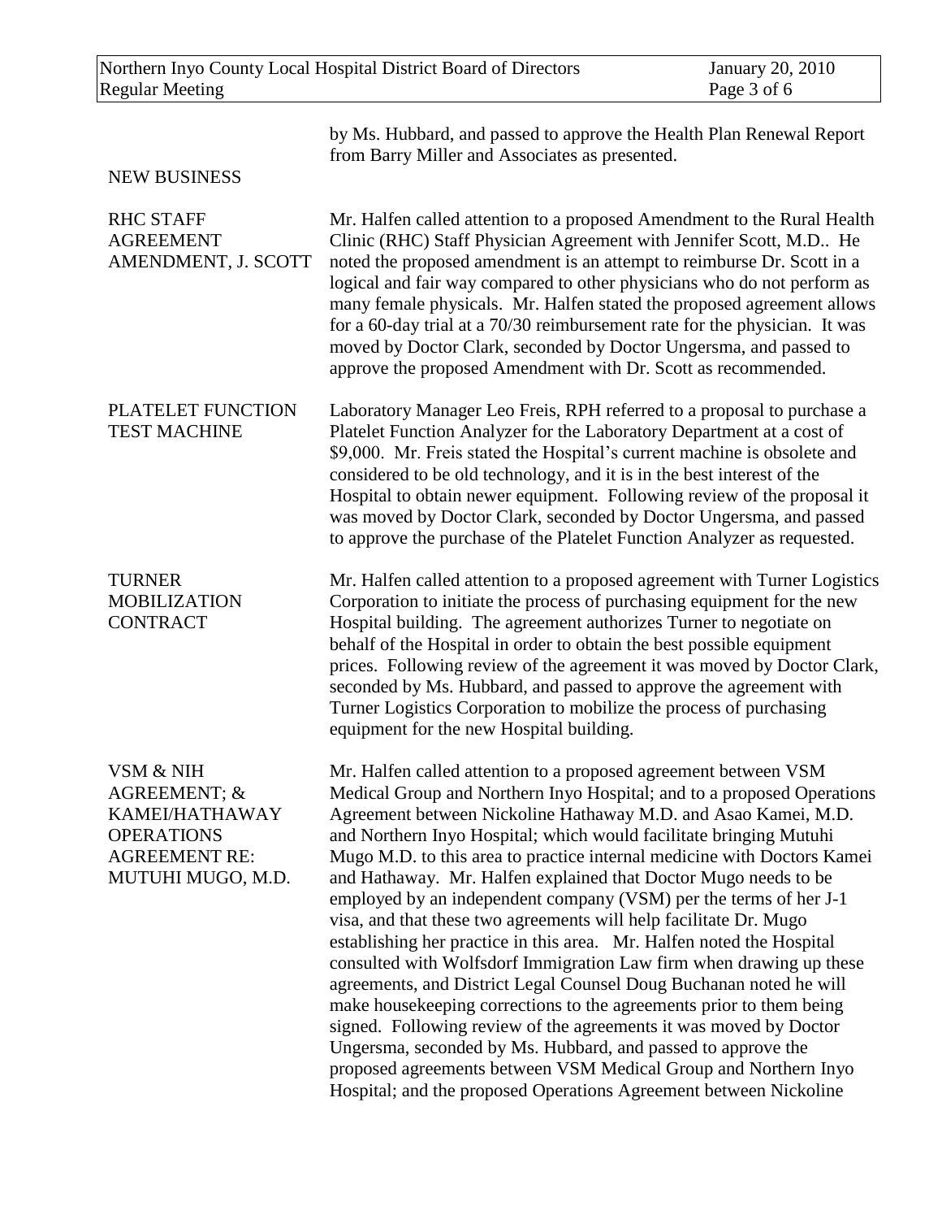by Ms. Hubbard, and passed to approve the Health Plan Renewal Report from Barry Miller and Associates as presented.

## NEW BUSINESS

**RHC STAFF AGREEMENT AMENDMENT, J. SCOTT**

Mr. Halfen called attention to a proposed Amendment to the Rural Health Clinic (RHC) Staff Physician Agreement with Jennifer Scott, M.D.. He noted the proposed amendment is an attempt to reimburse Dr. Scott in a logical and fair way compared to other physicians who do not perform as many female physicals. Mr. Halfen stated the proposed agreement allows for a 60-day trial at a 70/30 reimbursement rate for the physician. It was moved by Doctor Clark, seconded by Doctor Ungersma, and passed to approve the proposed Amendment with Dr. Scott as recommended.

**PLATELET FUNCTION TEST MACHINE**

Laboratory Manager Leo Freis, RPH referred to a proposal to purchase a Platelet Function Analyzer for the Laboratory Department at a cost of $9,000. Mr. Freis stated the Hospital's current machine is obsolete and considered to be old technology, and it is in the best interest of the Hospital to obtain newer equipment. Following review of the proposal it was moved by Doctor Clark, seconded by Doctor Ungersma, and passed to approve the purchase of the Platelet Function Analyzer as requested.

**TURNER MOBILIZATION CONTRACT**

Mr. Halfen called attention to a proposed agreement with Turner Logistics Corporation to initiate the process of purchasing equipment for the new Hospital building. The agreement authorizes Turner to negotiate on behalf of the Hospital in order to obtain the best possible equipment prices. Following review of the agreement it was moved by Doctor Clark, seconded by Ms. Hubbard, and passed to approve the agreement with Turner Logistics Corporation to mobilize the process of purchasing equipment for the new Hospital building.

**VSM & NIH AGREEMENT; & KAMEI/HATHAWAY OPERATIONS AGREEMENT RE: MUTUHI MUGO, M.D.**

Mr. Halfen called attention to a proposed agreement between VSM Medical Group and Northern Inyo Hospital; and to a proposed Operations Agreement between Nickoline Hathaway M.D. and Asao Kamei, M.D. and Northern Inyo Hospital; which would facilitate bringing Mutuhi Mugo M.D. to this area to practice internal medicine with Doctors Kamei and Hathaway. Mr. Halfen explained that Doctor Mugo needs to be employed by an independent company (VSM) per the terms of her J-1 visa, and that these two agreements will help facilitate Dr. Mugo establishing her practice in this area. Mr. Halfen noted the Hospital consulted with Wolfsdorf Immigration Law firm when drawing up these agreements, and District Legal Counsel Doug Buchanan noted he will make housekeeping corrections to the agreements prior to them being signed. Following review of the agreements it was moved by Doctor Ungersma, seconded by Ms. Hubbard, and passed to approve the proposed agreements between VSM Medical Group and Northern Inyo Hospital; and the proposed Operations Agreement between Nickoline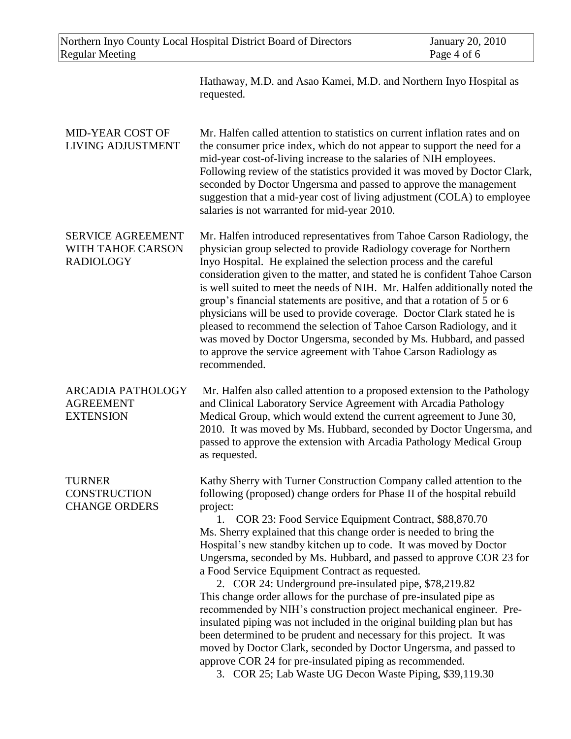Hathaway, M.D. and Asao Kamei, M.D. and Northern Inyo Hospital as requested.

**MID-YEAR COST OF LIVING ADJUSTMENT**

Mr. Halfen called attention to statistics on current inflation rates and on the consumer price index, which do not appear to support the need for a mid-year cost-of-living increase to the salaries of NIH employees. Following review of the statistics provided it was moved by Doctor Clark, seconded by Doctor Ungersma and passed to approve the management suggestion that a mid-year cost of living adjustment (COLA) to employee salaries is not warranted for mid-year 2010.

**SERVICE AGREEMENT WITH TAHOE CARSON RADIOLOGY**

Mr. Halfen introduced representatives from Tahoe Carson Radiology, the physician group selected to provide Radiology coverage for Northern Inyo Hospital. He explained the selection process and the careful consideration given to the matter, and stated he is confident Tahoe Carson is well suited to meet the needs of NIH. Mr. Halfen additionally noted the group's financial statements are positive, and that a rotation of 5 or 6 physicians will be used to provide coverage. Doctor Clark stated he is pleased to recommend the selection of Tahoe Carson Radiology, and it was moved by Doctor Ungersma, seconded by Ms. Hubbard, and passed to approve the service agreement with Tahoe Carson Radiology as recommended.

**ARCADIA PATHOLOGY AGREEMENT EXTENSION**

Mr. Halfen also called attention to a proposed extension to the Pathology and Clinical Laboratory Service Agreement with Arcadia Pathology Medical Group, which would extend the current agreement to June 30, 2010. It was moved by Ms. Hubbard, seconded by Doctor Ungersma, and passed to approve the extension with Arcadia Pathology Medical Group as requested.

**TURNER CONSTRUCTION CHANGE ORDERS**

Kathy Sherry with Turner Construction Company called attention to the following (proposed) change orders for Phase II of the hospital rebuild project:

1. COR 23: Food Service Equipment Contract, $88,870.70

Ms. Sherry explained that this change order is needed to bring the Hospital's new standby kitchen up to code. It was moved by Doctor Ungersma, seconded by Ms. Hubbard, and passed to approve COR 23 for a Food Service Equipment Contract as requested.

2. COR 24: Underground pre-insulated pipe, $78,219.82

This change order allows for the purchase of pre-insulated pipe as recommended by NIH's construction project mechanical engineer. Pre-insulated piping was not included in the original building plan but has been determined to be prudent and necessary for this project. It was moved by Doctor Clark, seconded by Doctor Ungersma, and passed to approve COR 24 for pre-insulated piping as recommended.

3. COR 25; Lab Waste UG Decon Waste Piping, $39,119.30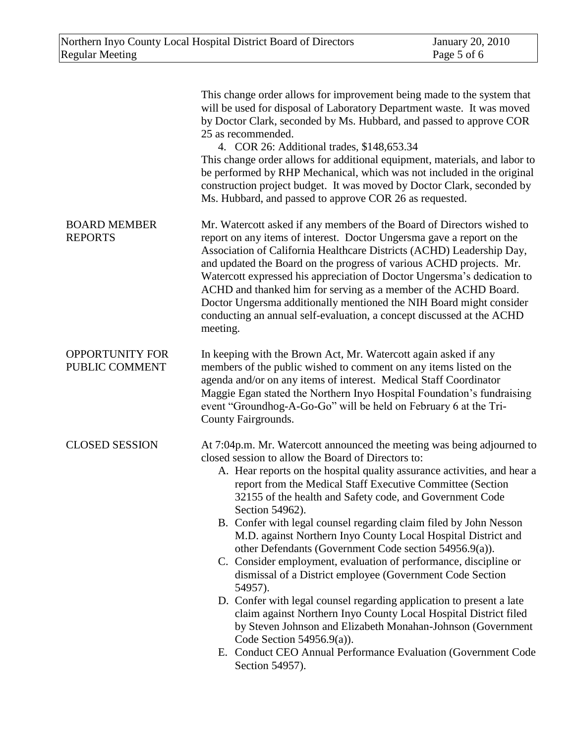This change order allows for improvement being made to the system that will be used for disposal of Laboratory Department waste. It was moved by Doctor Clark, seconded by Ms. Hubbard, and passed to approve COR 25 as recommended.

4. COR 26: Additional trades, $148,653.34

This change order allows for additional equipment, materials, and labor to be performed by RHP Mechanical, which was not included in the original construction project budget. It was moved by Doctor Clark, seconded by Ms. Hubbard, and passed to approve COR 26 as requested.

**BOARD MEMBER REPORTS**

Mr. Watercott asked if any members of the Board of Directors wished to report on any items of interest. Doctor Ungersma gave a report on the Association of California Healthcare Districts (ACHD) Leadership Day, and updated the Board on the progress of various ACHD projects. Mr. Watercott expressed his appreciation of Doctor Ungersma's dedication to ACHD and thanked him for serving as a member of the ACHD Board. Doctor Ungersma additionally mentioned the NIH Board might consider conducting an annual self-evaluation, a concept discussed at the ACHD meeting.

**OPPORTUNITY FOR PUBLIC COMMENT**

In keeping with the Brown Act, Mr. Watercott again asked if any members of the public wished to comment on any items listed on the agenda and/or on any items of interest. Medical Staff Coordinator Maggie Egan stated the Northern Inyo Hospital Foundation's fundraising event "Groundhog-A-Go-Go" will be held on February 6 at the Tri-County Fairgrounds.

**CLOSED SESSION**

At 7:04p.m. Mr. Watercott announced the meeting was being adjourned to closed session to allow the Board of Directors to:

A. Hear reports on the hospital quality assurance activities, and hear a report from the Medical Staff Executive Committee (Section 32155 of the health and Safety code, and Government Code Section 54962).
B. Confer with legal counsel regarding claim filed by John Nesson M.D. against Northern Inyo County Local Hospital District and other Defendants (Government Code section 54956.9(a)).
C. Consider employment, evaluation of performance, discipline or dismissal of a District employee (Government Code Section 54957).
D. Confer with legal counsel regarding application to present a late claim against Northern Inyo County Local Hospital District filed by Steven Johnson and Elizabeth Monahan-Johnson (Government Code Section 54956.9(a)).
E. Conduct CEO Annual Performance Evaluation (Government Code Section 54957).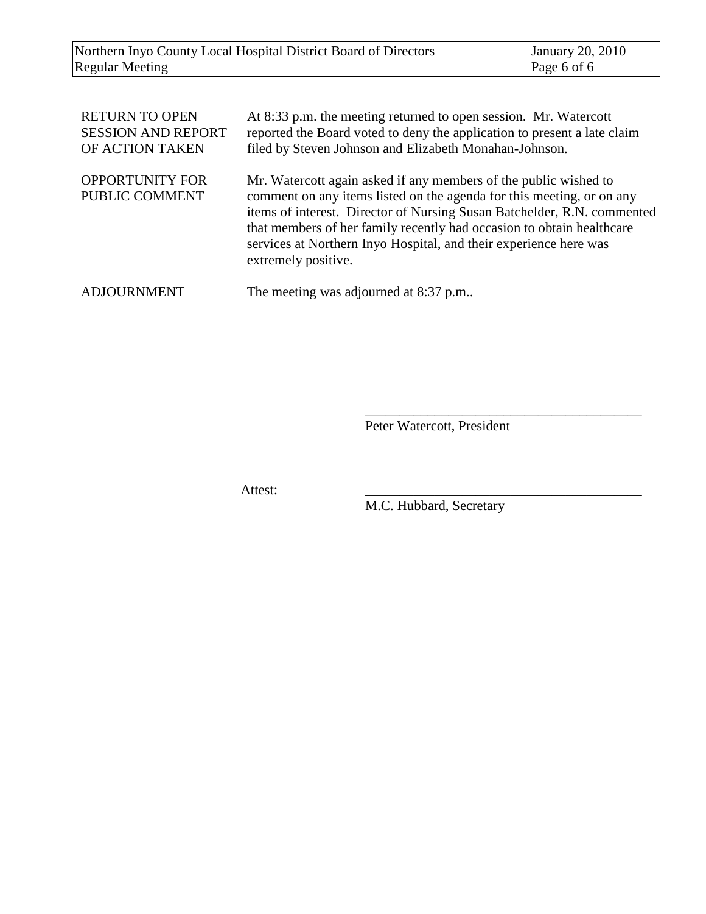| | |
|---|---|
| RETURN TO OPEN SESSION AND REPORT OF ACTION TAKEN | At 8:33 p.m. the meeting returned to open session. Mr. Watercott reported the Board voted to deny the application to present a late claim filed by Steven Johnson and Elizabeth Monahan-Johnson. |
| OPPORTUNITY FOR PUBLIC COMMENT | Mr. Watercott again asked if any members of the public wished to comment on any items listed on the agenda for this meeting, or on any items of interest. Director of Nursing Susan Batchelder, R.N. commented that members of her family recently had occasion to obtain healthcare services at Northern Inyo Hospital, and their experience here was extremely positive. |
| ADJOURNMENT | The meeting was adjourned at 8:37 p.m.. |

\_\_\_\_\_\_\_\_\_\_\_\_\_\_\_\_\_\_\_\_\_\_\_\_\_\_\_\_\_\_\_\_\_\_\_\_\_\_\_\_

Peter Watercott, President

Attest: \_\_\_\_\_\_\_\_\_\_\_\_\_\_\_\_\_\_\_\_\_\_\_\_\_\_\_\_\_\_\_\_\_\_\_\_\_\_\_\_

M.C. Hubbard, Secretary